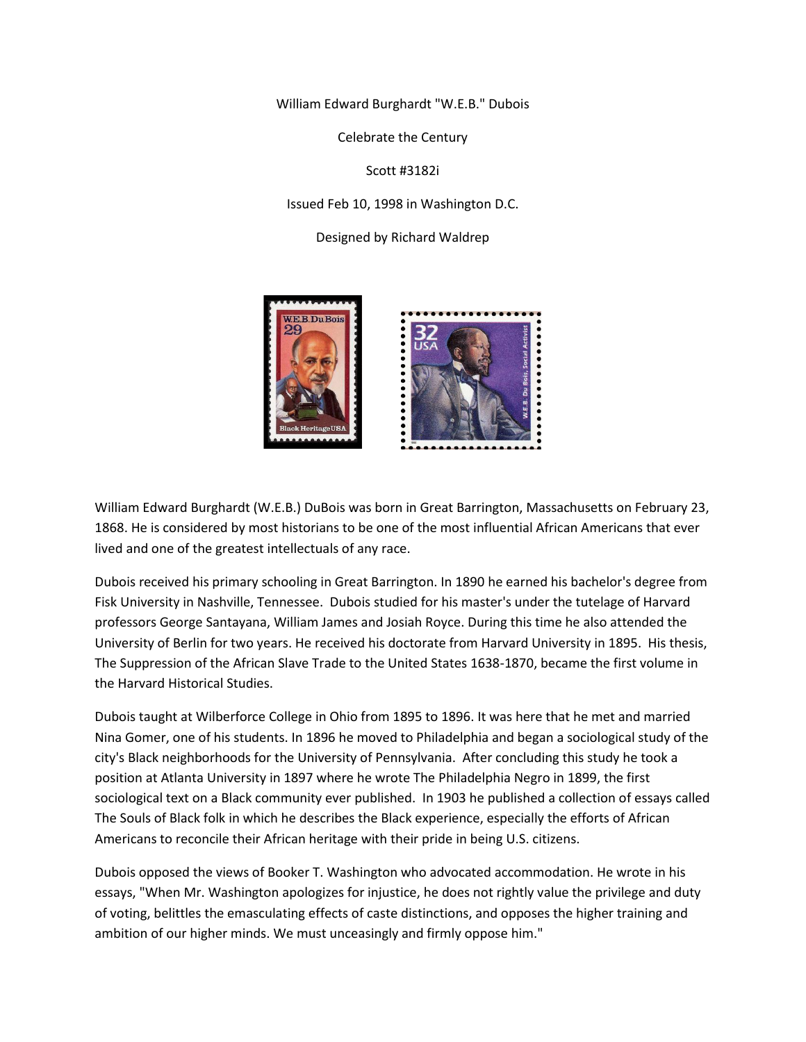William Edward Burghardt "W.E.B." Dubois

Celebrate the Century

Scott #3182i

Issued Feb 10, 1998 in Washington D.C.

Designed by Richard Waldrep

William Edward Burghardt (W.E.B.) DuBois was born in Great Barrington, Massachusetts on February 23, 1868. He is considered by most historians to be one of the most influential African Americans that ever lived and one of the greatest intellectuals of any race.

Dubois received his primary schooling in Great Barrington. In 1890 he earned his bachelor's degree from Fisk University in Nashville, Tennessee. Dubois studied for his master's under the tutelage of Harvard professors George Santayana, William James and Josiah Royce. During this time he also attended the University of Berlin for two years. He received his doctorate from Harvard University in 1895. His thesis, The Suppression of the African Slave Trade to the United States 1638-1870, became the first volume in the Harvard Historical Studies.

Dubois taught at Wilberforce College in Ohio from 1895 to 1896. It was here that he met and married Nina Gomer, one of his students. In 1896 he moved to Philadelphia and began a sociological study of the city's Black neighborhoods for the University of Pennsylvania. After concluding this study he took a position at Atlanta University in 1897 where he wrote The Philadelphia Negro in 1899, the first sociological text on a Black community ever published. In 1903 he published a collection of essays called The Souls of Black folk in which he describes the Black experience, especially the efforts of African Americans to reconcile their African heritage with their pride in being U.S. citizens.

Dubois opposed the views of Booker T. Washington who advocated accommodation. He wrote in his essays, "When Mr. Washington apologizes for injustice, he does not rightly value the privilege and duty of voting, belittles the emasculating effects of caste distinctions, and opposes the higher training and ambition of our higher minds. We must unceasingly and firmly oppose him."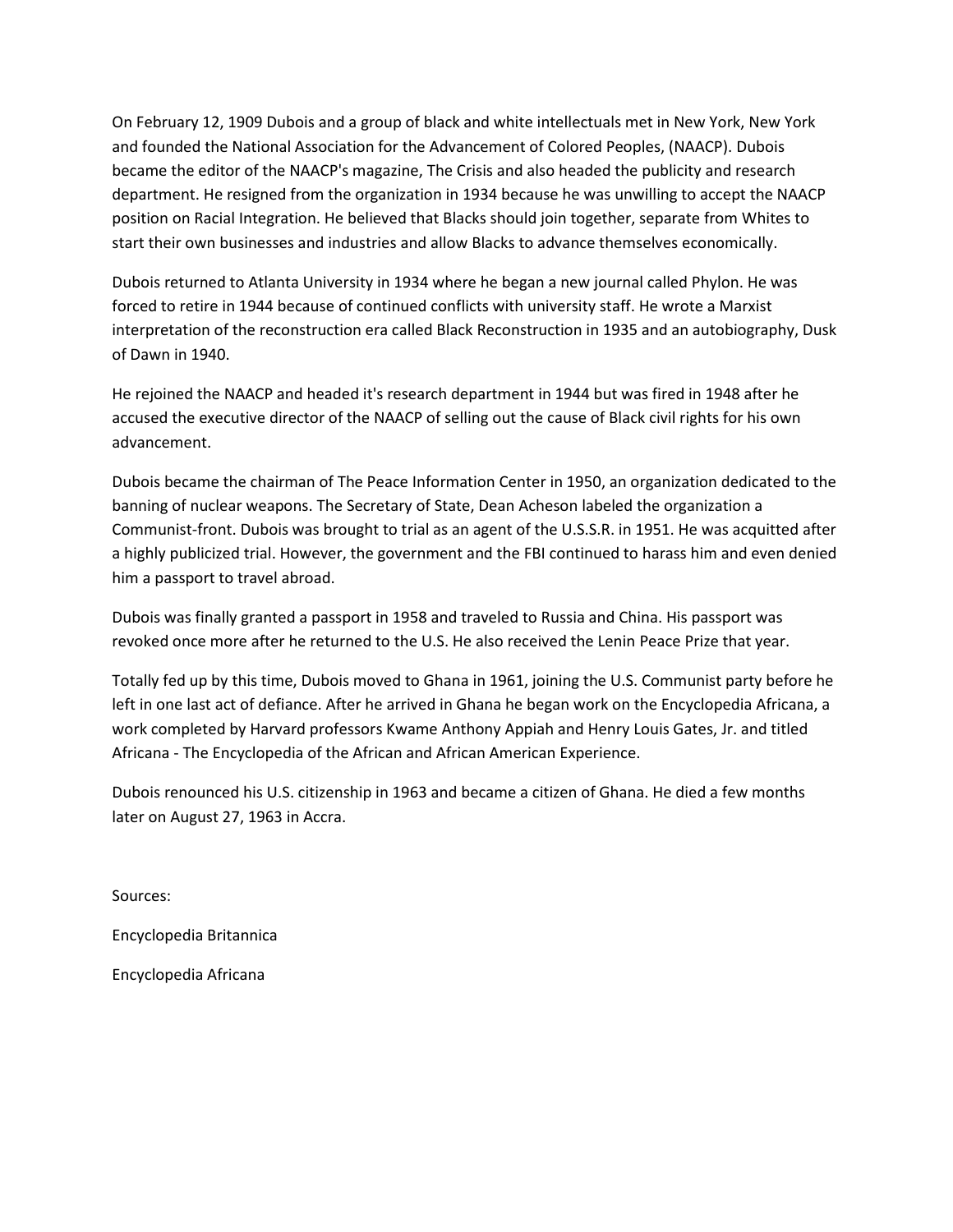On February 12, 1909 Dubois and a group of black and white intellectuals met in New York, New York and founded the National Association for the Advancement of Colored Peoples, (NAACP). Dubois became the editor of the NAACP's magazine, The Crisis and also headed the publicity and research department. He resigned from the organization in 1934 because he was unwilling to accept the NAACP position on Racial Integration. He believed that Blacks should join together, separate from Whites to start their own businesses and industries and allow Blacks to advance themselves economically.

Dubois returned to Atlanta University in 1934 where he began a new journal called Phylon. He was forced to retire in 1944 because of continued conflicts with university staff. He wrote a Marxist interpretation of the reconstruction era called Black Reconstruction in 1935 and an autobiography, Dusk of Dawn in 1940.

He rejoined the NAACP and headed it's research department in 1944 but was fired in 1948 after he accused the executive director of the NAACP of selling out the cause of Black civil rights for his own advancement.

Dubois became the chairman of The Peace Information Center in 1950, an organization dedicated to the banning of nuclear weapons. The Secretary of State, Dean Acheson labeled the organization a Communist-front. Dubois was brought to trial as an agent of the U.S.S.R. in 1951. He was acquitted after a highly publicized trial. However, the government and the FBI continued to harass him and even denied him a passport to travel abroad.

Dubois was finally granted a passport in 1958 and traveled to Russia and China. His passport was revoked once more after he returned to the U.S. He also received the Lenin Peace Prize that year.

Totally fed up by this time, Dubois moved to Ghana in 1961, joining the U.S. Communist party before he left in one last act of defiance. After he arrived in Ghana he began work on the Encyclopedia Africana, a work completed by Harvard professors Kwame Anthony Appiah and Henry Louis Gates, Jr. and titled Africana - The Encyclopedia of the African and African American Experience.

Dubois renounced his U.S. citizenship in 1963 and became a citizen of Ghana. He died a few months later on August 27, 1963 in Accra.

Sources:

Encyclopedia Britannica

Encyclopedia Africana